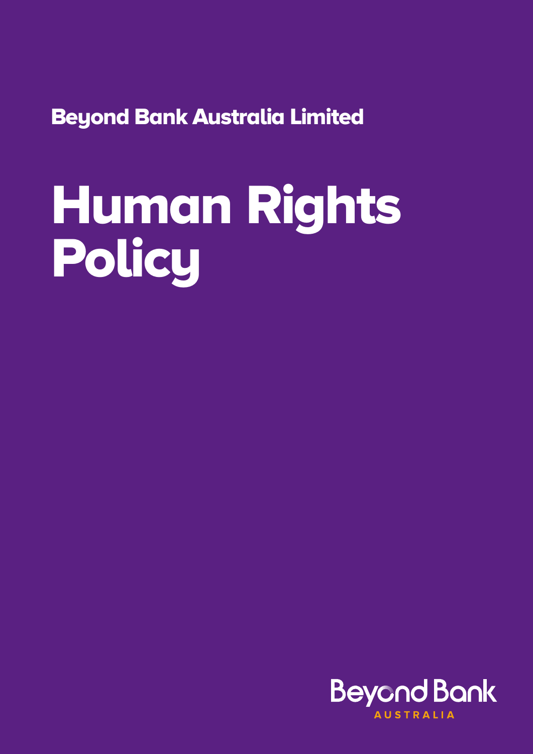Beyond Bank Australia Limited

# Human Rights Policy

Beyond Bank
AUSTRALIA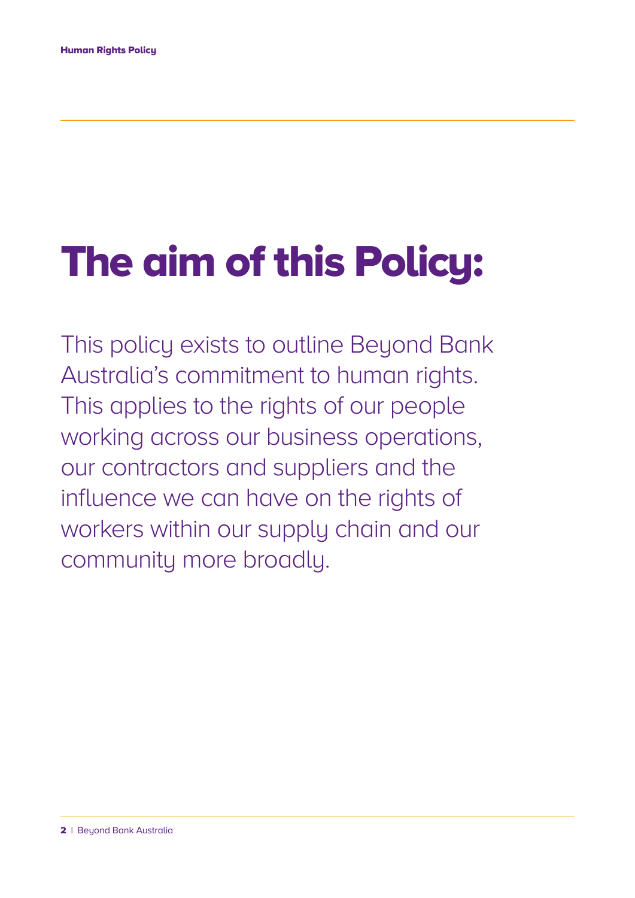# The aim of this Policy:

This policy exists to outline Beyond Bank Australia's commitment to human rights. This applies to the rights of our people working across our business operations, our contractors and suppliers and the influence we can have on the rights of workers within our supply chain and our community more broadly.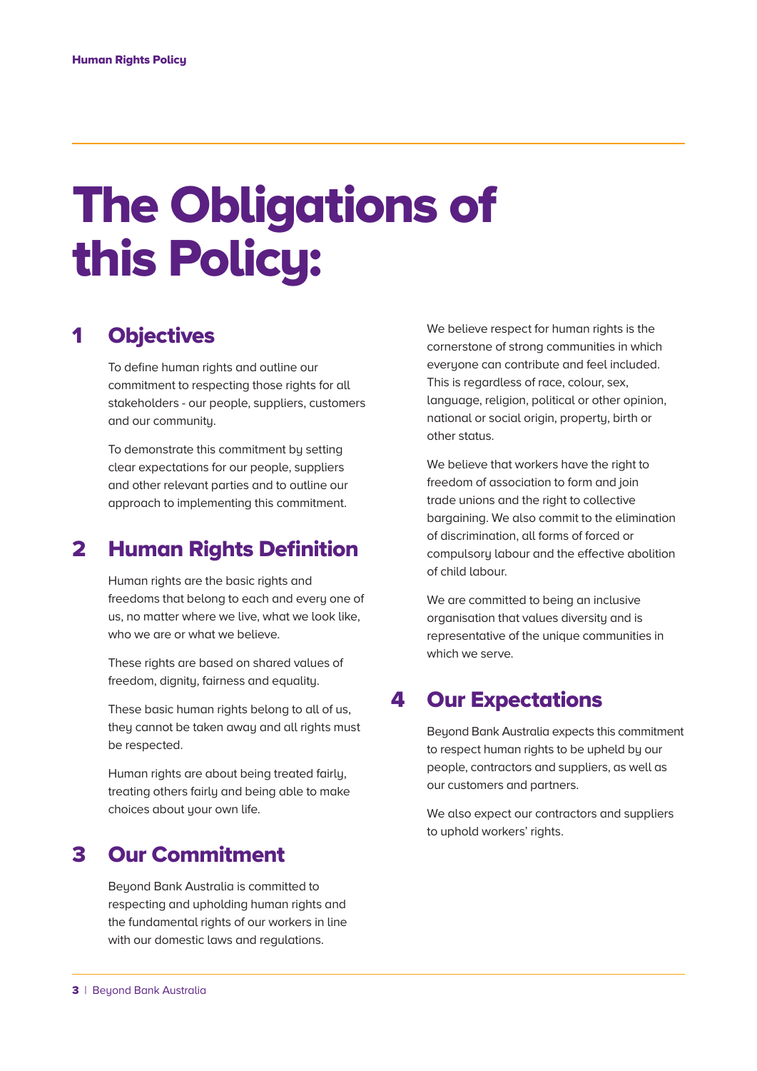# The Obligations of this Policy:

## 1 Objectives

To define human rights and outline our commitment to respecting those rights for all stakeholders - our people, suppliers, customers and our community.

To demonstrate this commitment by setting clear expectations for our people, suppliers and other relevant parties and to outline our approach to implementing this commitment.

## 2 Human Rights Definition

Human rights are the basic rights and freedoms that belong to each and every one of us, no matter where we live, what we look like, who we are or what we believe.

These rights are based on shared values of freedom, dignity, fairness and equality.

These basic human rights belong to all of us, they cannot be taken away and all rights must be respected.

Human rights are about being treated fairly, treating others fairly and being able to make choices about your own life.

## 3 Our Commitment

Beyond Bank Australia is committed to respecting and upholding human rights and the fundamental rights of our workers in line with our domestic laws and regulations.

We believe respect for human rights is the cornerstone of strong communities in which everyone can contribute and feel included. This is regardless of race, colour, sex, language, religion, political or other opinion, national or social origin, property, birth or other status.

We believe that workers have the right to freedom of association to form and join trade unions and the right to collective bargaining. We also commit to the elimination of discrimination, all forms of forced or compulsory labour and the effective abolition of child labour.

We are committed to being an inclusive organisation that values diversity and is representative of the unique communities in which we serve.

## 4 Our Expectations

Beyond Bank Australia expects this commitment to respect human rights to be upheld by our people, contractors and suppliers, as well as our customers and partners.

We also expect our contractors and suppliers to uphold workers' rights.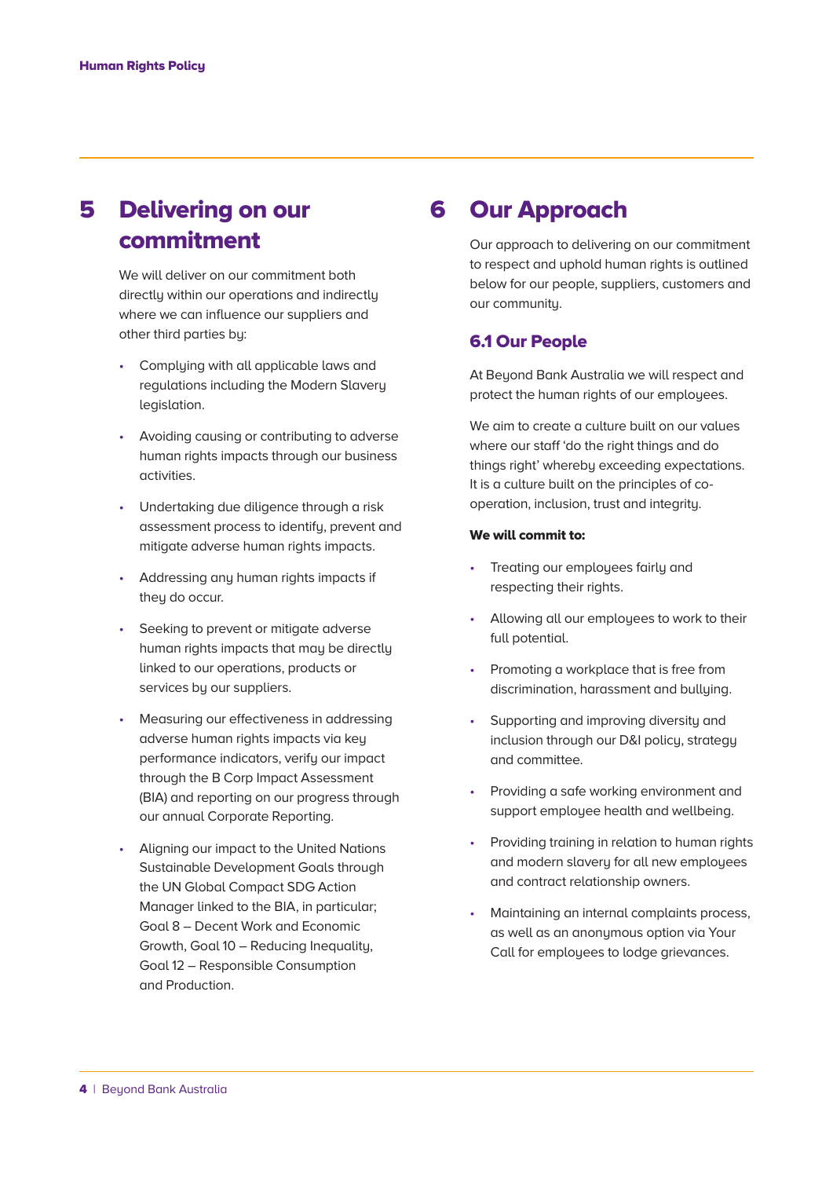## 5 Delivering on our commitment

We will deliver on our commitment both directly within our operations and indirectly where we can influence our suppliers and other third parties by:

- Complying with all applicable laws and regulations including the Modern Slavery legislation.
- Avoiding causing or contributing to adverse human rights impacts through our business activities.
- Undertaking due diligence through a risk assessment process to identify, prevent and mitigate adverse human rights impacts.
- Addressing any human rights impacts if they do occur.
- Seeking to prevent or mitigate adverse human rights impacts that may be directly linked to our operations, products or services by our suppliers.
- Measuring our effectiveness in addressing adverse human rights impacts via key performance indicators, verify our impact through the B Corp Impact Assessment (BIA) and reporting on our progress through our annual Corporate Reporting.
- Aligning our impact to the United Nations Sustainable Development Goals through the UN Global Compact SDG Action Manager linked to the BIA, in particular; Goal 8 – Decent Work and Economic Growth, Goal 10 – Reducing Inequality, Goal 12 – Responsible Consumption and Production.

## 6 Our Approach

Our approach to delivering on our commitment to respect and uphold human rights is outlined below for our people, suppliers, customers and our community.

### 6.1 Our People

At Beyond Bank Australia we will respect and protect the human rights of our employees.

We aim to create a culture built on our values where our staff 'do the right things and do things right' whereby exceeding expectations. It is a culture built on the principles of co-operation, inclusion, trust and integrity.

**We will commit to:**

- Treating our employees fairly and respecting their rights.
- Allowing all our employees to work to their full potential.
- Promoting a workplace that is free from discrimination, harassment and bullying.
- Supporting and improving diversity and inclusion through our D&I policy, strategy and committee.
- Providing a safe working environment and support employee health and wellbeing.
- Providing training in relation to human rights and modern slavery for all new employees and contract relationship owners.
- Maintaining an internal complaints process, as well as an anonymous option via Your Call for employees to lodge grievances.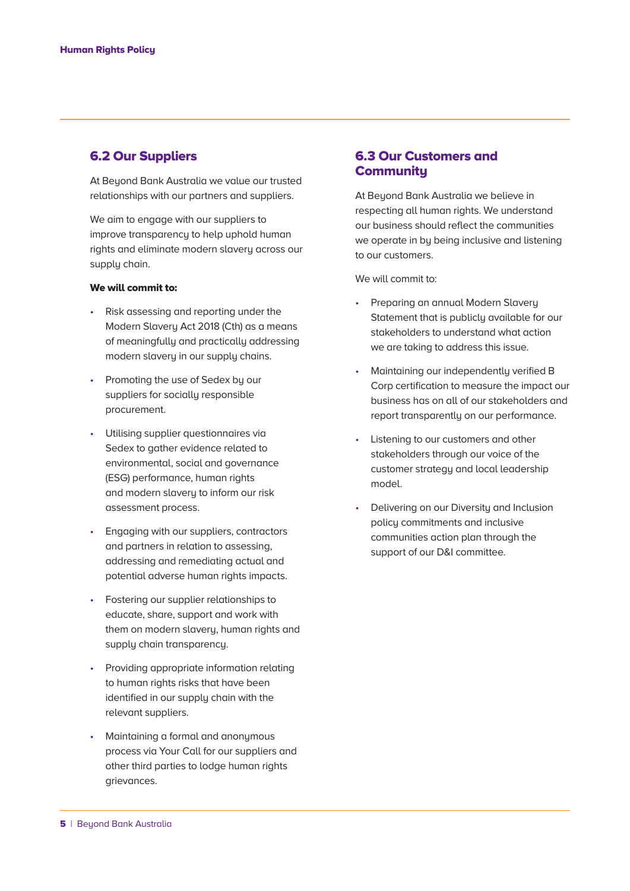## 6.2 Our Suppliers

At Beyond Bank Australia we value our trusted relationships with our partners and suppliers.

We aim to engage with our suppliers to improve transparency to help uphold human rights and eliminate modern slavery across our supply chain.

**We will commit to:**

- Risk assessing and reporting under the Modern Slavery Act 2018 (Cth) as a means of meaningfully and practically addressing modern slavery in our supply chains.
- Promoting the use of Sedex by our suppliers for socially responsible procurement.
- Utilising supplier questionnaires via Sedex to gather evidence related to environmental, social and governance (ESG) performance, human rights and modern slavery to inform our risk assessment process.
- Engaging with our suppliers, contractors and partners in relation to assessing, addressing and remediating actual and potential adverse human rights impacts.
- Fostering our supplier relationships to educate, share, support and work with them on modern slavery, human rights and supply chain transparency.
- Providing appropriate information relating to human rights risks that have been identified in our supply chain with the relevant suppliers.
- Maintaining a formal and anonymous process via Your Call for our suppliers and other third parties to lodge human rights grievances.

## 6.3 Our Customers and Community

At Beyond Bank Australia we believe in respecting all human rights. We understand our business should reflect the communities we operate in by being inclusive and listening to our customers.

We will commit to:

- Preparing an annual Modern Slavery Statement that is publicly available for our stakeholders to understand what action we are taking to address this issue.
- Maintaining our independently verified B Corp certification to measure the impact our business has on all of our stakeholders and report transparently on our performance.
- Listening to our customers and other stakeholders through our voice of the customer strategy and local leadership model.
- Delivering on our Diversity and Inclusion policy commitments and inclusive communities action plan through the support of our D&I committee.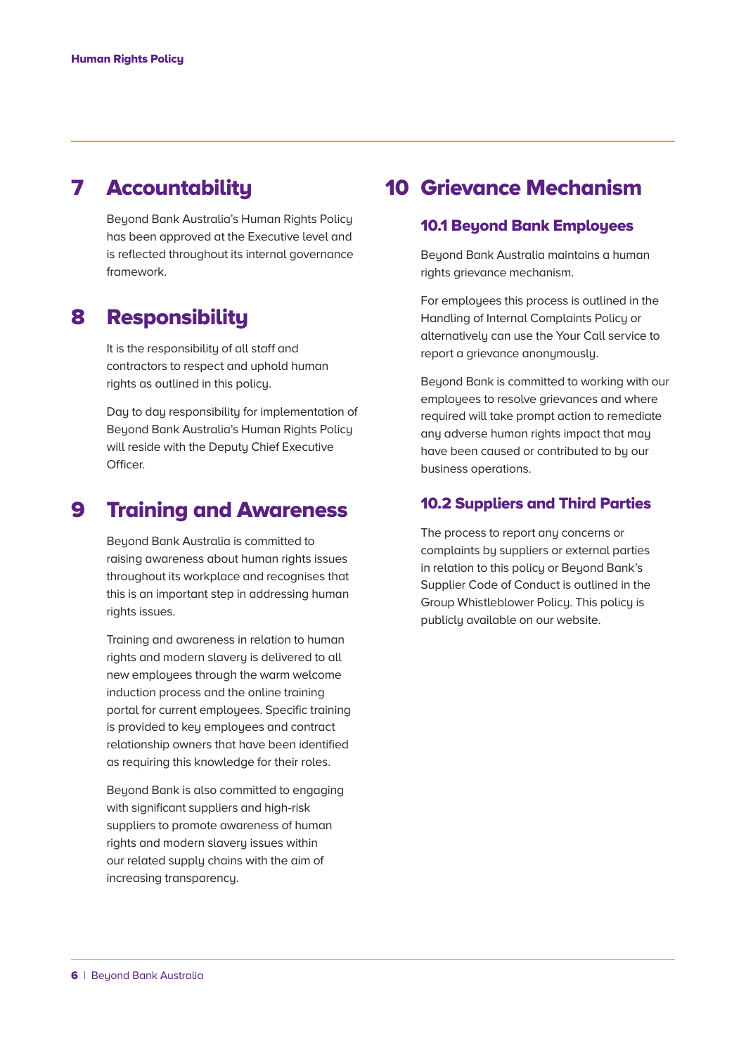## 7 Accountability

Beyond Bank Australia's Human Rights Policy has been approved at the Executive level and is reflected throughout its internal governance framework.

## 8 Responsibility

It is the responsibility of all staff and contractors to respect and uphold human rights as outlined in this policy.

Day to day responsibility for implementation of Beyond Bank Australia's Human Rights Policy will reside with the Deputy Chief Executive Officer.

## 9 Training and Awareness

Beyond Bank Australia is committed to raising awareness about human rights issues throughout its workplace and recognises that this is an important step in addressing human rights issues.

Training and awareness in relation to human rights and modern slavery is delivered to all new employees through the warm welcome induction process and the online training portal for current employees. Specific training is provided to key employees and contract relationship owners that have been identified as requiring this knowledge for their roles.

Beyond Bank is also committed to engaging with significant suppliers and high-risk suppliers to promote awareness of human rights and modern slavery issues within our related supply chains with the aim of increasing transparency.

## 10 Grievance Mechanism

### 10.1 Beyond Bank Employees

Beyond Bank Australia maintains a human rights grievance mechanism.

For employees this process is outlined in the Handling of Internal Complaints Policy or alternatively can use the Your Call service to report a grievance anonymously.

Beyond Bank is committed to working with our employees to resolve grievances and where required will take prompt action to remediate any adverse human rights impact that may have been caused or contributed to by our business operations.

### 10.2 Suppliers and Third Parties

The process to report any concerns or complaints by suppliers or external parties in relation to this policy or Beyond Bank's Supplier Code of Conduct is outlined in the Group Whistleblower Policy. This policy is publicly available on our website.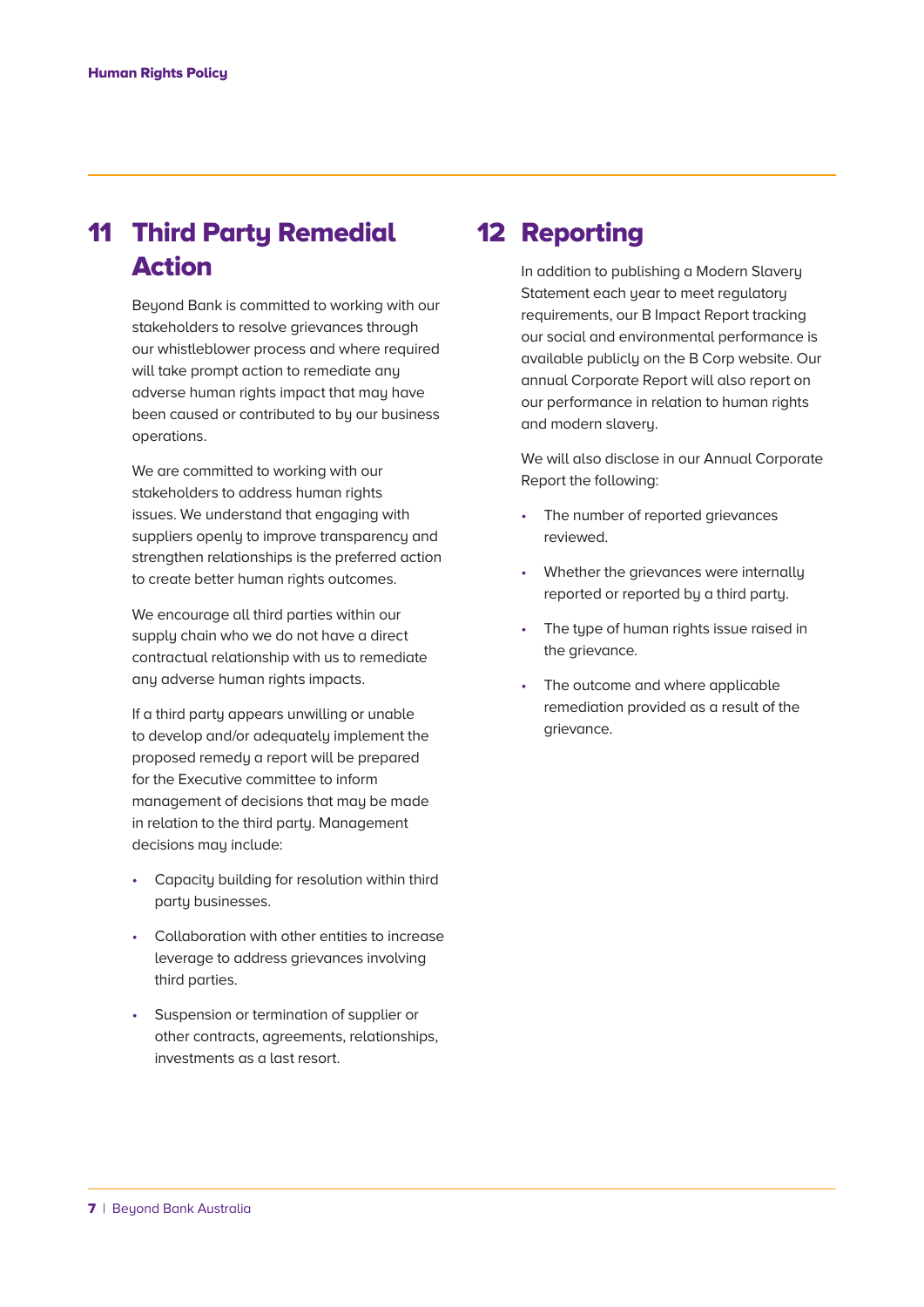## 11 Third Party Remedial Action

Beyond Bank is committed to working with our stakeholders to resolve grievances through our whistleblower process and where required will take prompt action to remediate any adverse human rights impact that may have been caused or contributed to by our business operations.

We are committed to working with our stakeholders to address human rights issues. We understand that engaging with suppliers openly to improve transparency and strengthen relationships is the preferred action to create better human rights outcomes.

We encourage all third parties within our supply chain who we do not have a direct contractual relationship with us to remediate any adverse human rights impacts.

If a third party appears unwilling or unable to develop and/or adequately implement the proposed remedy a report will be prepared for the Executive committee to inform management of decisions that may be made in relation to the third party. Management decisions may include:

- Capacity building for resolution within third party businesses.
- Collaboration with other entities to increase leverage to address grievances involving third parties.
- Suspension or termination of supplier or other contracts, agreements, relationships, investments as a last resort.

## 12 Reporting

In addition to publishing a Modern Slavery Statement each year to meet regulatory requirements, our B Impact Report tracking our social and environmental performance is available publicly on the B Corp website. Our annual Corporate Report will also report on our performance in relation to human rights and modern slavery.

We will also disclose in our Annual Corporate Report the following:

- The number of reported grievances reviewed.
- Whether the grievances were internally reported or reported by a third party.
- The type of human rights issue raised in the grievance.
- The outcome and where applicable remediation provided as a result of the grievance.